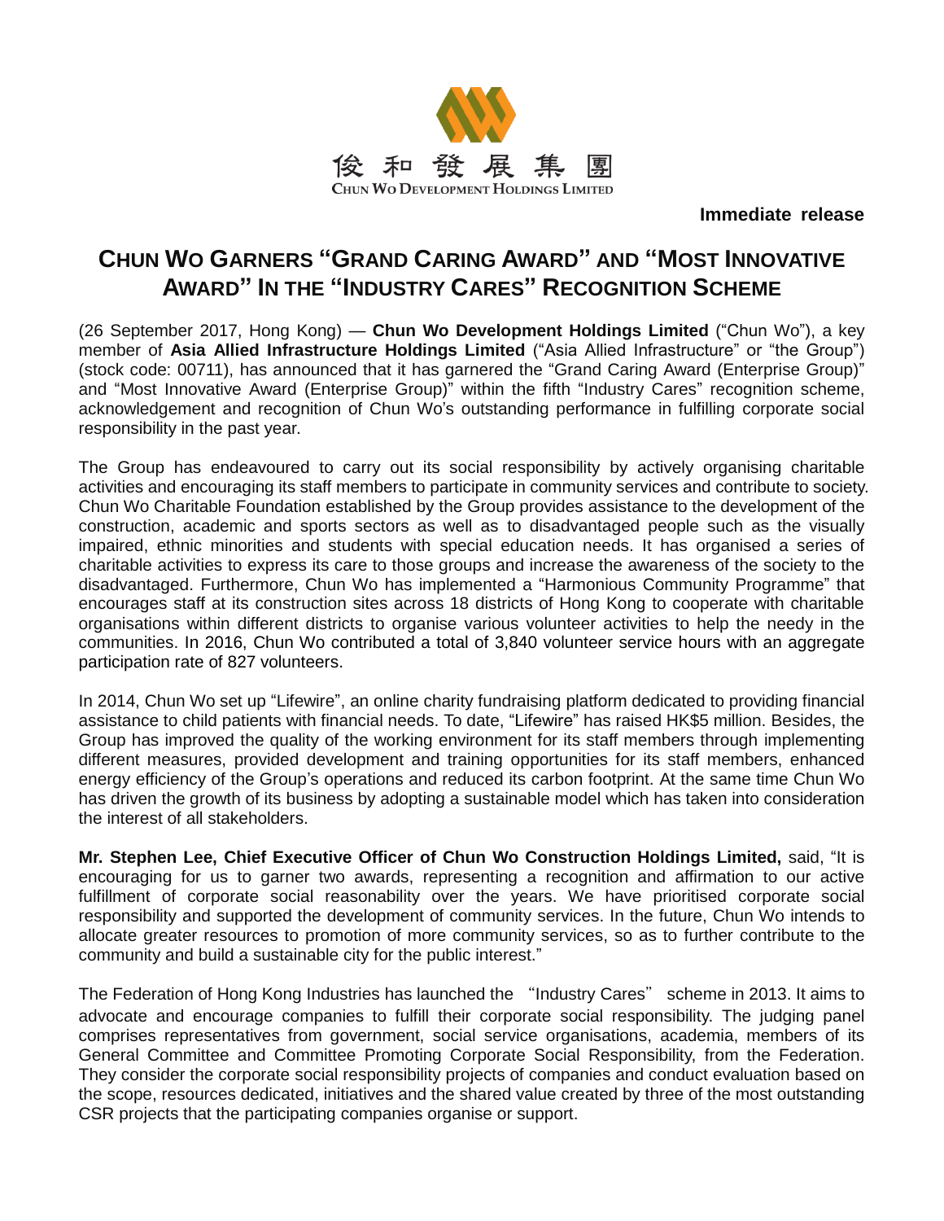俊和發展集團
CHUN WO DEVELOPMENT HOLDINGS LIMITED

**Immediate release**

# CHUN WO GARNERS "GRAND CARING AWARD" AND "MOST INNOVATIVE AWARD" IN THE "INDUSTRY CARES" RECOGNITION SCHEME

(26 September 2017, Hong Kong) — **Chun Wo Development Holdings Limited** ("Chun Wo"), a key member of **Asia Allied Infrastructure Holdings Limited** ("Asia Allied Infrastructure" or "the Group") (stock code: 00711), has announced that it has garnered the "Grand Caring Award (Enterprise Group)" and "Most Innovative Award (Enterprise Group)" within the fifth "Industry Cares" recognition scheme, acknowledgement and recognition of Chun Wo's outstanding performance in fulfilling corporate social responsibility in the past year.

The Group has endeavoured to carry out its social responsibility by actively organising charitable activities and encouraging its staff members to participate in community services and contribute to society. Chun Wo Charitable Foundation established by the Group provides assistance to the development of the construction, academic and sports sectors as well as to disadvantaged people such as the visually impaired, ethnic minorities and students with special education needs. It has organised a series of charitable activities to express its care to those groups and increase the awareness of the society to the disadvantaged. Furthermore, Chun Wo has implemented a "Harmonious Community Programme" that encourages staff at its construction sites across 18 districts of Hong Kong to cooperate with charitable organisations within different districts to organise various volunteer activities to help the needy in the communities. In 2016, Chun Wo contributed a total of 3,840 volunteer service hours with an aggregate participation rate of 827 volunteers.

In 2014, Chun Wo set up "Lifewire", an online charity fundraising platform dedicated to providing financial assistance to child patients with financial needs. To date, "Lifewire" has raised HK$5 million. Besides, the Group has improved the quality of the working environment for its staff members through implementing different measures, provided development and training opportunities for its staff members, enhanced energy efficiency of the Group's operations and reduced its carbon footprint. At the same time Chun Wo has driven the growth of its business by adopting a sustainable model which has taken into consideration the interest of all stakeholders.

**Mr. Stephen Lee, Chief Executive Officer of Chun Wo Construction Holdings Limited,** said, "It is encouraging for us to garner two awards, representing a recognition and affirmation to our active fulfillment of corporate social reasonability over the years. We have prioritised corporate social responsibility and supported the development of community services. In the future, Chun Wo intends to allocate greater resources to promotion of more community services, so as to further contribute to the community and build a sustainable city for the public interest."

The Federation of Hong Kong Industries has launched the "Industry Cares" scheme in 2013. It aims to advocate and encourage companies to fulfill their corporate social responsibility. The judging panel comprises representatives from government, social service organisations, academia, members of its General Committee and Committee Promoting Corporate Social Responsibility, from the Federation. They consider the corporate social responsibility projects of companies and conduct evaluation based on the scope, resources dedicated, initiatives and the shared value created by three of the most outstanding CSR projects that the participating companies organise or support.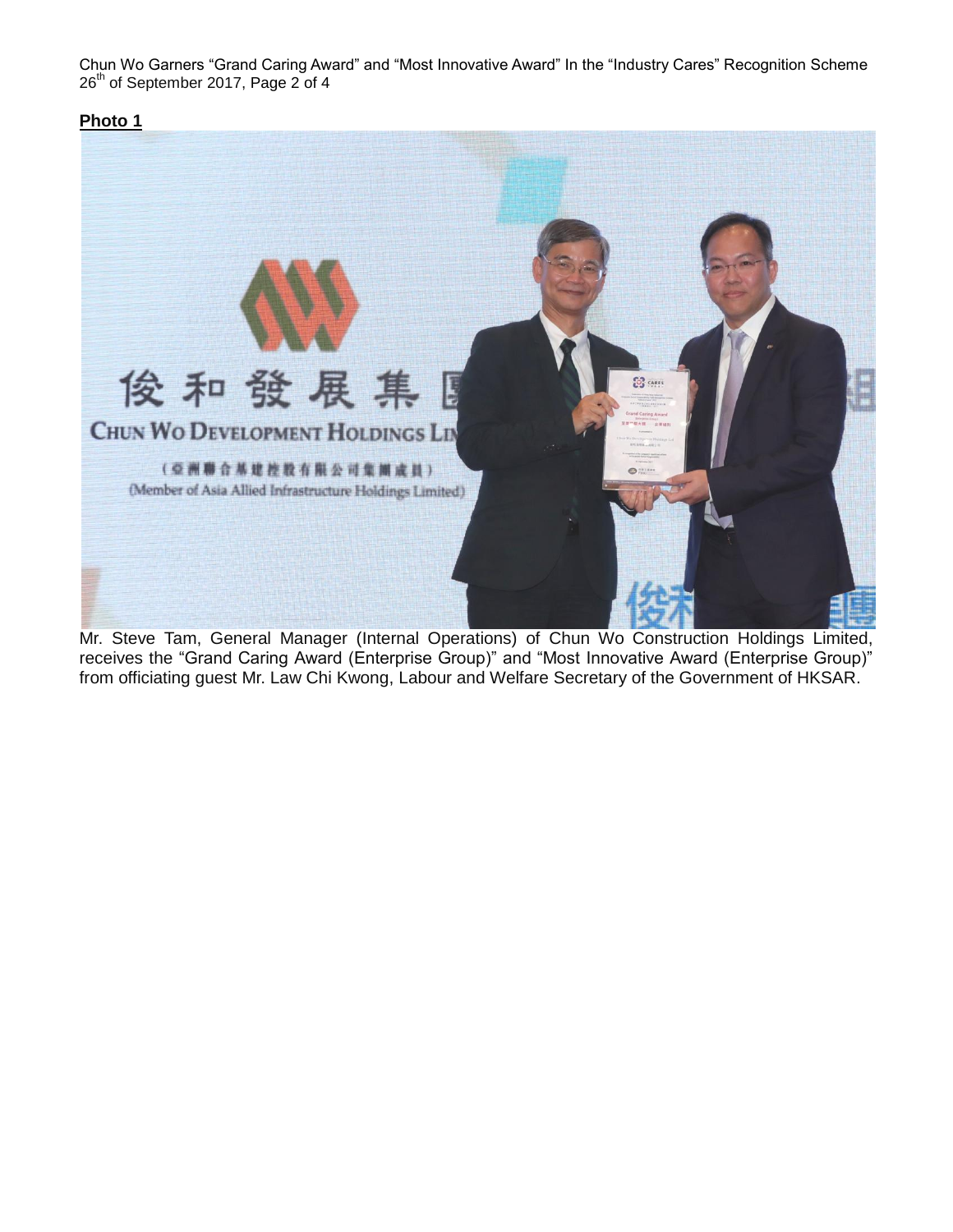**Photo 1**

Mr. Steve Tam, General Manager (Internal Operations) of Chun Wo Construction Holdings Limited, receives the "Grand Caring Award (Enterprise Group)" and "Most Innovative Award (Enterprise Group)" from officiating guest Mr. Law Chi Kwong, Labour and Welfare Secretary of the Government of HKSAR.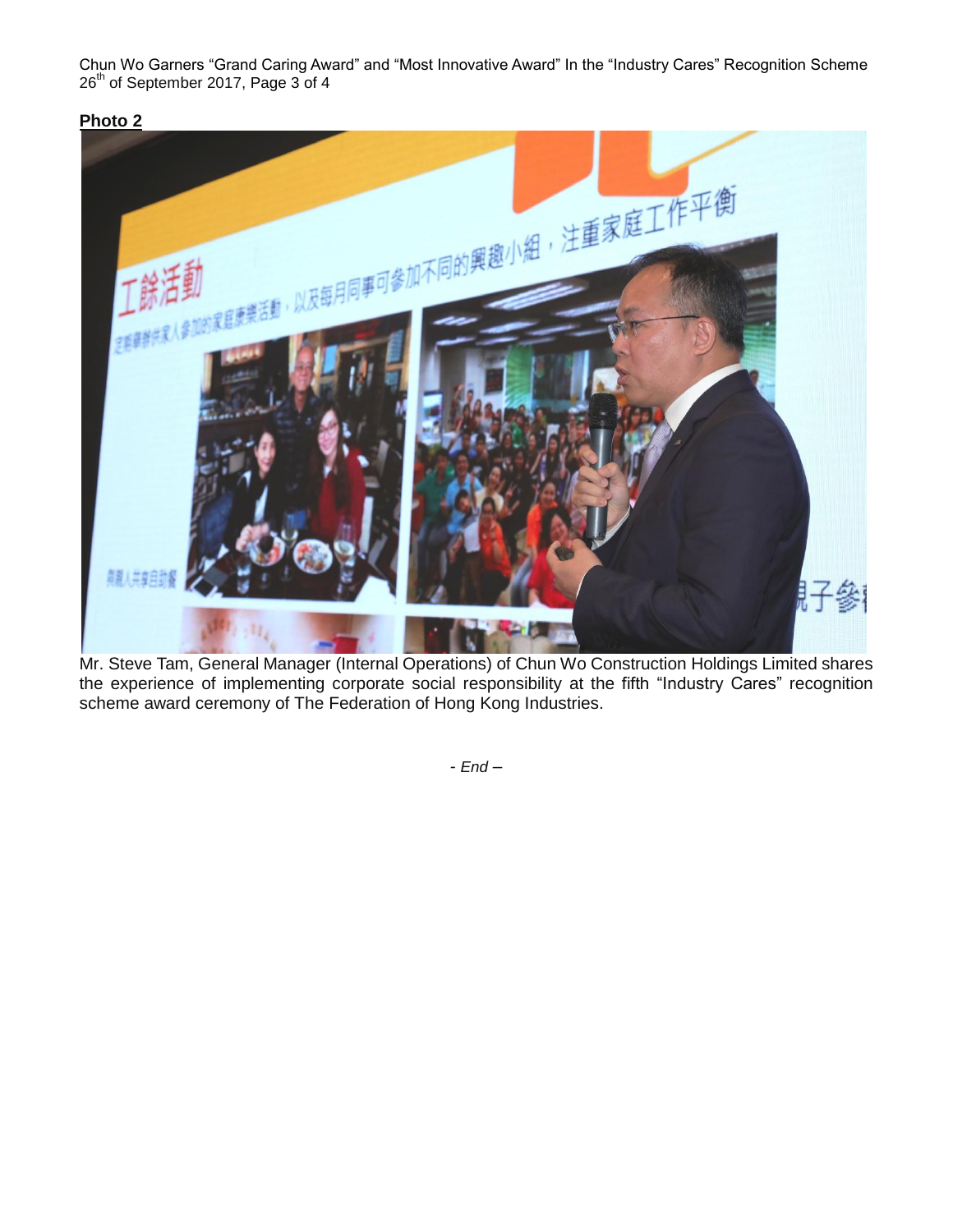**Photo 2**

Mr. Steve Tam, General Manager (Internal Operations) of Chun Wo Construction Holdings Limited shares the experience of implementing corporate social responsibility at the fifth "Industry Cares" recognition scheme award ceremony of The Federation of Hong Kong Industries.

*- End –*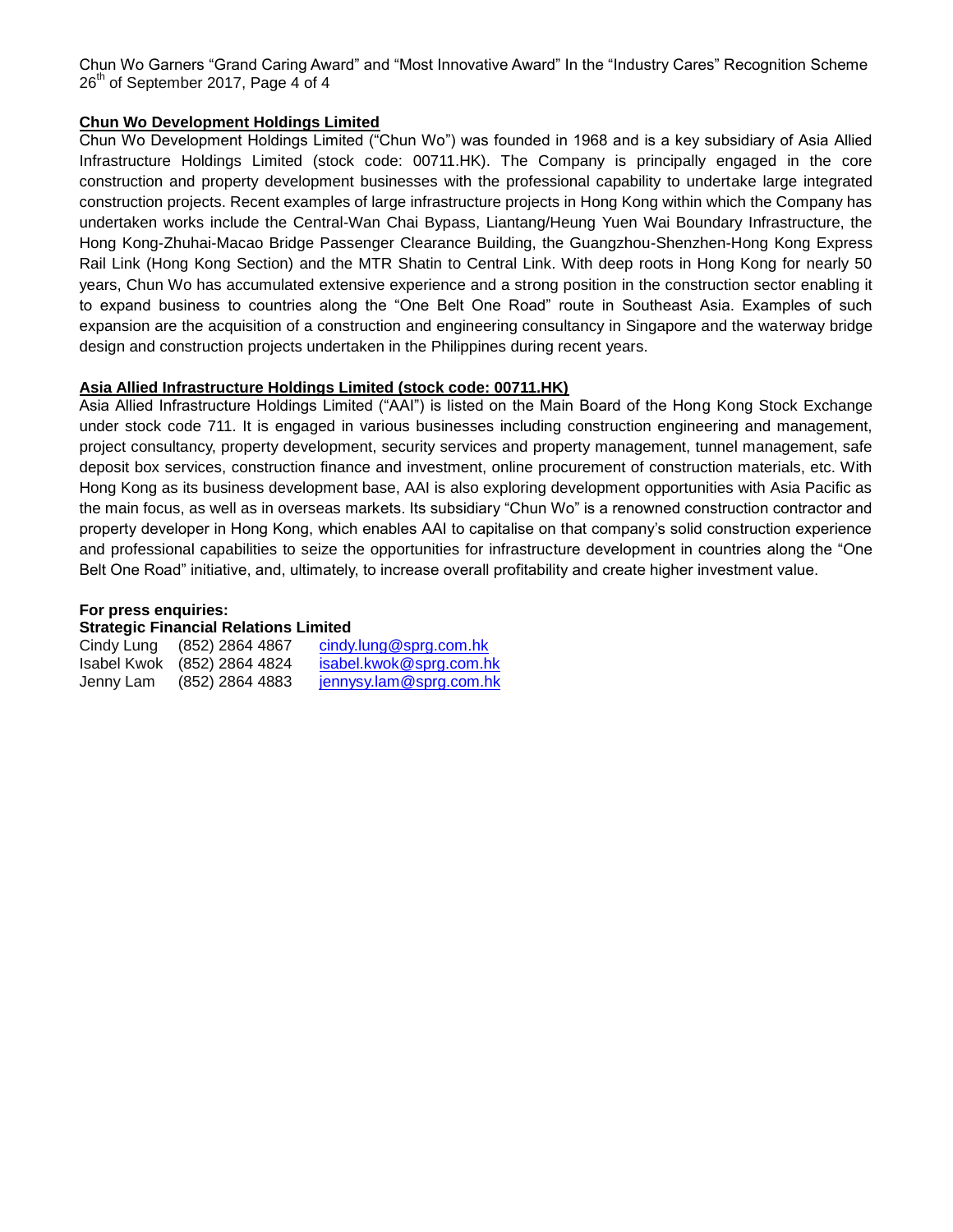## Chun Wo Development Holdings Limited

Chun Wo Development Holdings Limited ("Chun Wo") was founded in 1968 and is a key subsidiary of Asia Allied Infrastructure Holdings Limited (stock code: 00711.HK). The Company is principally engaged in the core construction and property development businesses with the professional capability to undertake large integrated construction projects. Recent examples of large infrastructure projects in Hong Kong within which the Company has undertaken works include the Central-Wan Chai Bypass, Liantang/Heung Yuen Wai Boundary Infrastructure, the Hong Kong-Zhuhai-Macao Bridge Passenger Clearance Building, the Guangzhou-Shenzhen-Hong Kong Express Rail Link (Hong Kong Section) and the MTR Shatin to Central Link. With deep roots in Hong Kong for nearly 50 years, Chun Wo has accumulated extensive experience and a strong position in the construction sector enabling it to expand business to countries along the "One Belt One Road" route in Southeast Asia. Examples of such expansion are the acquisition of a construction and engineering consultancy in Singapore and the waterway bridge design and construction projects undertaken in the Philippines during recent years.

## Asia Allied Infrastructure Holdings Limited (stock code: 00711.HK)

Asia Allied Infrastructure Holdings Limited ("AAI") is listed on the Main Board of the Hong Kong Stock Exchange under stock code 711. It is engaged in various businesses including construction engineering and management, project consultancy, property development, security services and property management, tunnel management, safe deposit box services, construction finance and investment, online procurement of construction materials, etc. With Hong Kong as its business development base, AAI is also exploring development opportunities with Asia Pacific as the main focus, as well as in overseas markets. Its subsidiary "Chun Wo" is a renowned construction contractor and property developer in Hong Kong, which enables AAI to capitalise on that company's solid construction experience and professional capabilities to seize the opportunities for infrastructure development in countries along the "One Belt One Road" initiative, and, ultimately, to increase overall profitability and create higher investment value.

**For press enquiries:**

**Strategic Financial Relations Limited**

| | | |
|---|---|---|
| Cindy Lung | (852) 2864 4867 | cindy.lung@sprg.com.hk |
| Isabel Kwok | (852) 2864 4824 | isabel.kwok@sprg.com.hk |
| Jenny Lam | (852) 2864 4883 | jennysy.lam@sprg.com.hk |